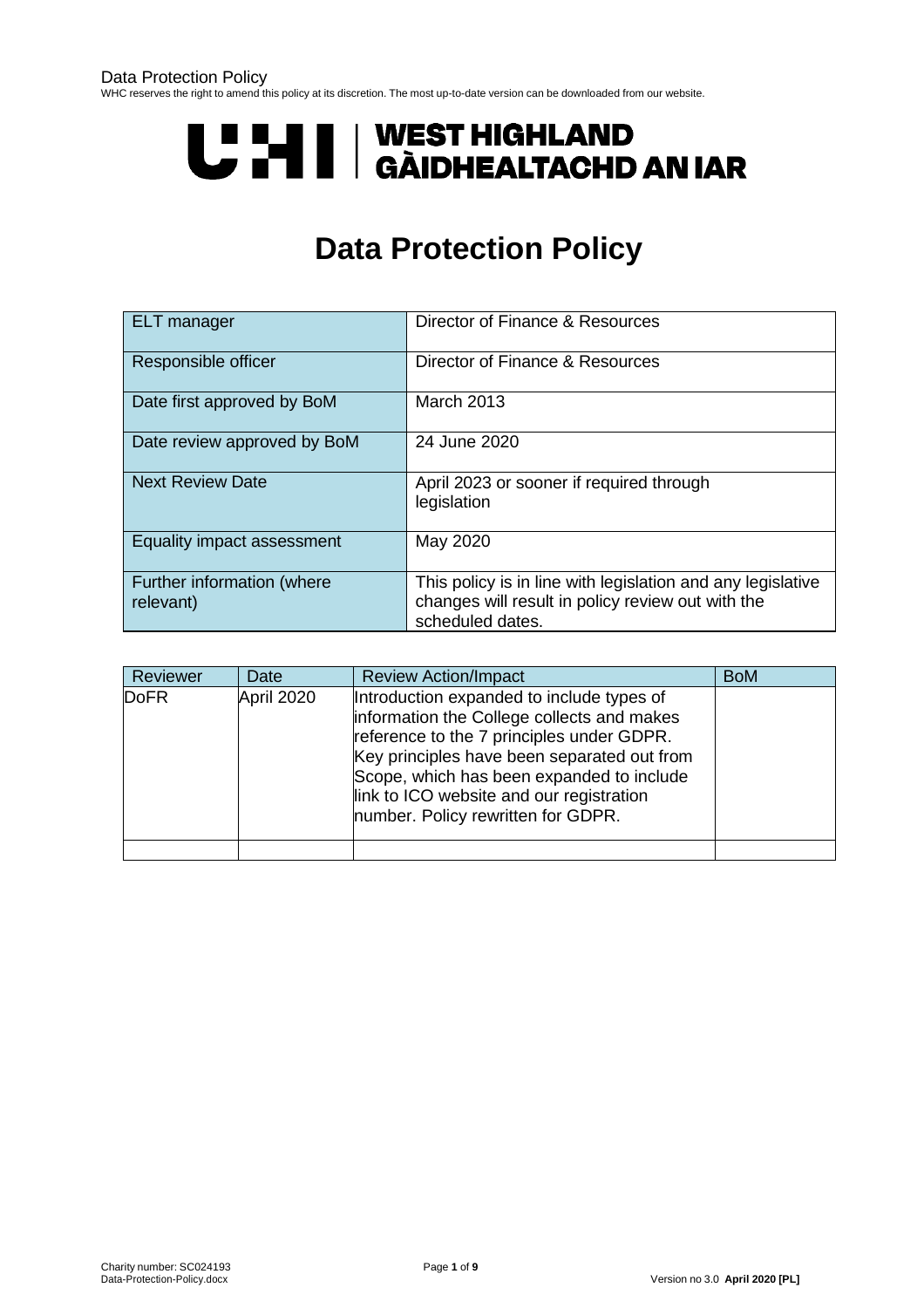Data Protection Policy

WHC reserves the right to amend this policy at its discretion. The most up-to-date version can be downloaded from our website.

UHI | WEST HIGHLAND
GÀIDHEALTACHD AN IAR

# Data Protection Policy

| ELT manager | Director of Finance & Resources |
|---|---|
| Responsible officer | Director of Finance & Resources |
| Date first approved by BoM | March 2013 |
| Date review approved by BoM | 24 June 2020 |
| Next Review Date | April 2023 or sooner if required through legislation |
| Equality impact assessment | May 2020 |
| Further information (where relevant) | This policy is in line with legislation and any legislative changes will result in policy review out with the scheduled dates. |

| Reviewer | Date | Review Action/Impact | BoM |
|---|---|---|---|
| DoFR | April 2020 | Introduction expanded to include types of information the College collects and makes reference to the 7 principles under GDPR. Key principles have been separated out from Scope, which has been expanded to include link to ICO website and our registration number. Policy rewritten for GDPR. | |
| | | | |

Charity number: SC024193
Data-Protection-Policy.docx

Version no 3.0 **April 2020 [PL]**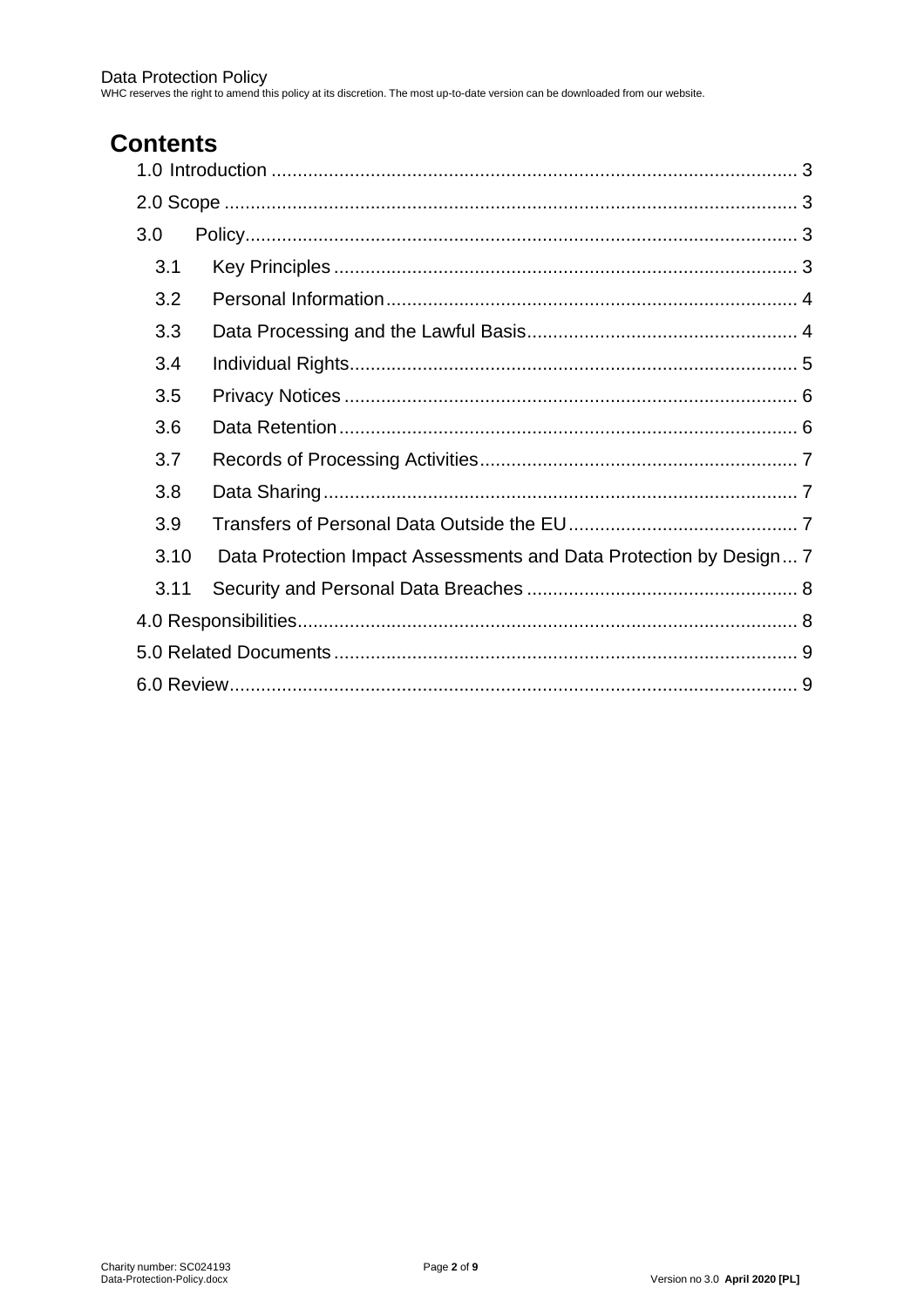# Contents

1.0 Introduction .... 3

2.0 Scope .... 3

3.0 Policy .... 3

- 3.1 Key Principles .... 3
- 3.2 Personal Information .... 4
- 3.3 Data Processing and the Lawful Basis .... 4
- 3.4 Individual Rights .... 5
- 3.5 Privacy Notices .... 6
- 3.6 Data Retention .... 6
- 3.7 Records of Processing Activities .... 7
- 3.8 Data Sharing .... 7
- 3.9 Transfers of Personal Data Outside the EU .... 7
- 3.10 Data Protection Impact Assessments and Data Protection by Design .... 7
- 3.11 Security and Personal Data Breaches .... 8

4.0 Responsibilities .... 8

5.0 Related Documents .... 9

6.0 Review .... 9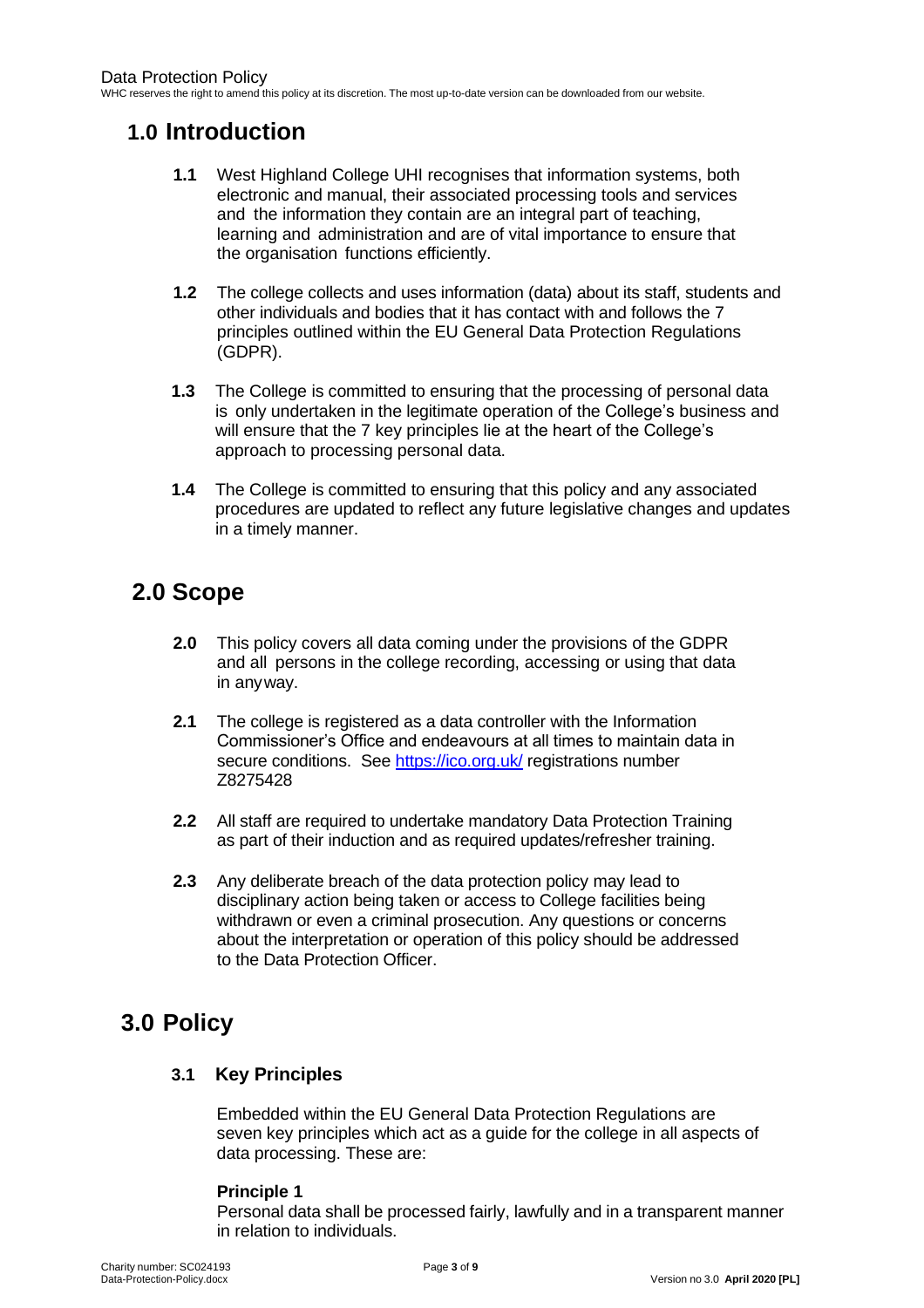# 1.0 Introduction

**1.1** West Highland College UHI recognises that information systems, both electronic and manual, their associated processing tools and services and the information they contain are an integral part of teaching, learning and administration and are of vital importance to ensure that the organisation functions efficiently.

**1.2** The college collects and uses information (data) about its staff, students and other individuals and bodies that it has contact with and follows the 7 principles outlined within the EU General Data Protection Regulations (GDPR).

**1.3** The College is committed to ensuring that the processing of personal data is only undertaken in the legitimate operation of the College's business and will ensure that the 7 key principles lie at the heart of the College's approach to processing personal data.

**1.4** The College is committed to ensuring that this policy and any associated procedures are updated to reflect any future legislative changes and updates in a timely manner.

# 2.0 Scope

**2.0** This policy covers all data coming under the provisions of the GDPR and all persons in the college recording, accessing or using that data in anyway.

**2.1** The college is registered as a data controller with the Information Commissioner's Office and endeavours at all times to maintain data in secure conditions. See https://ico.org.uk/ registrations number Z8275428

**2.2** All staff are required to undertake mandatory Data Protection Training as part of their induction and as required updates/refresher training.

**2.3** Any deliberate breach of the data protection policy may lead to disciplinary action being taken or access to College facilities being withdrawn or even a criminal prosecution. Any questions or concerns about the interpretation or operation of this policy should be addressed to the Data Protection Officer.

# 3.0 Policy

## 3.1 Key Principles

Embedded within the EU General Data Protection Regulations are seven key principles which act as a guide for the college in all aspects of data processing. These are:

**Principle 1**
Personal data shall be processed fairly, lawfully and in a transparent manner in relation to individuals.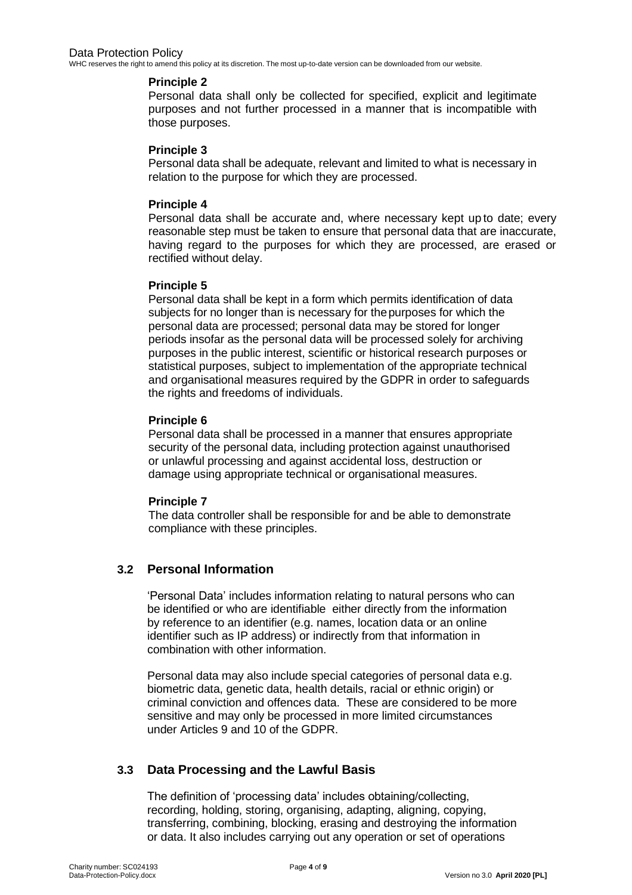**Principle 2**

Personal data shall only be collected for specified, explicit and legitimate purposes and not further processed in a manner that is incompatible with those purposes.

**Principle 3**

Personal data shall be adequate, relevant and limited to what is necessary in relation to the purpose for which they are processed.

**Principle 4**

Personal data shall be accurate and, where necessary kept up to date; every reasonable step must be taken to ensure that personal data that are inaccurate, having regard to the purposes for which they are processed, are erased or rectified without delay.

**Principle 5**

Personal data shall be kept in a form which permits identification of data subjects for no longer than is necessary for the purposes for which the personal data are processed; personal data may be stored for longer periods insofar as the personal data will be processed solely for archiving purposes in the public interest, scientific or historical research purposes or statistical purposes, subject to implementation of the appropriate technical and organisational measures required by the GDPR in order to safeguards the rights and freedoms of individuals.

**Principle 6**

Personal data shall be processed in a manner that ensures appropriate security of the personal data, including protection against unauthorised or unlawful processing and against accidental loss, destruction or damage using appropriate technical or organisational measures.

**Principle 7**

The data controller shall be responsible for and be able to demonstrate compliance with these principles.

### 3.2 Personal Information

'Personal Data' includes information relating to natural persons who can be identified or who are identifiable either directly from the information by reference to an identifier (e.g. names, location data or an online identifier such as IP address) or indirectly from that information in combination with other information.

Personal data may also include special categories of personal data e.g. biometric data, genetic data, health details, racial or ethnic origin) or criminal conviction and offences data. These are considered to be more sensitive and may only be processed in more limited circumstances under Articles 9 and 10 of the GDPR.

### 3.3 Data Processing and the Lawful Basis

The definition of 'processing data' includes obtaining/collecting, recording, holding, storing, organising, adapting, aligning, copying, transferring, combining, blocking, erasing and destroying the information or data. It also includes carrying out any operation or set of operations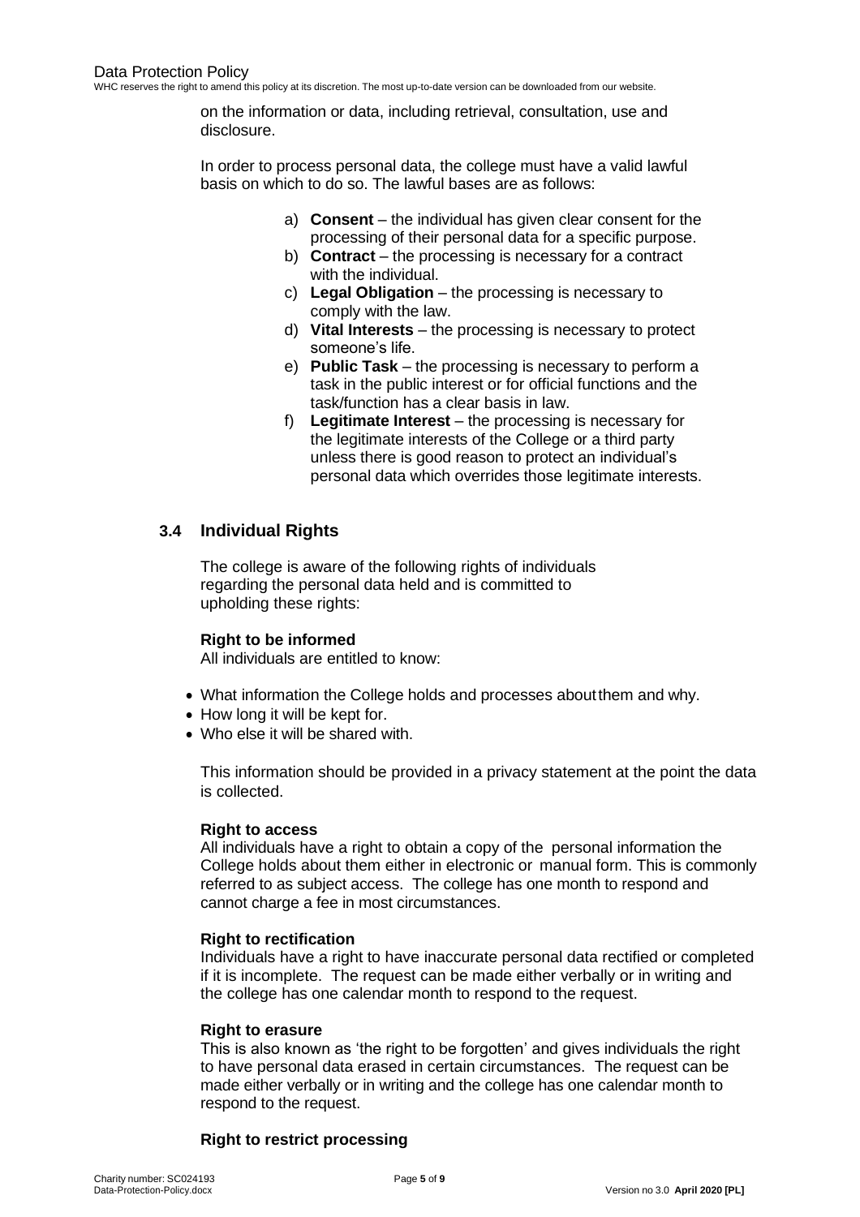on the information or data, including retrieval, consultation, use and disclosure.

In order to process personal data, the college must have a valid lawful basis on which to do so. The lawful bases are as follows:

a) **Consent** – the individual has given clear consent for the processing of their personal data for a specific purpose.
b) **Contract** – the processing is necessary for a contract with the individual.
c) **Legal Obligation** – the processing is necessary to comply with the law.
d) **Vital Interests** – the processing is necessary to protect someone's life.
e) **Public Task** – the processing is necessary to perform a task in the public interest or for official functions and the task/function has a clear basis in law.
f) **Legitimate Interest** – the processing is necessary for the legitimate interests of the College or a third party unless there is good reason to protect an individual's personal data which overrides those legitimate interests.

## 3.4 Individual Rights

The college is aware of the following rights of individuals regarding the personal data held and is committed to upholding these rights:

**Right to be informed**
All individuals are entitled to know:

- What information the College holds and processes about them and why.
- How long it will be kept for.
- Who else it will be shared with.

This information should be provided in a privacy statement at the point the data is collected.

**Right to access**
All individuals have a right to obtain a copy of the personal information the College holds about them either in electronic or manual form. This is commonly referred to as subject access. The college has one month to respond and cannot charge a fee in most circumstances.

**Right to rectification**
Individuals have a right to have inaccurate personal data rectified or completed if it is incomplete. The request can be made either verbally or in writing and the college has one calendar month to respond to the request.

**Right to erasure**
This is also known as 'the right to be forgotten' and gives individuals the right to have personal data erased in certain circumstances. The request can be made either verbally or in writing and the college has one calendar month to respond to the request.

**Right to restrict processing**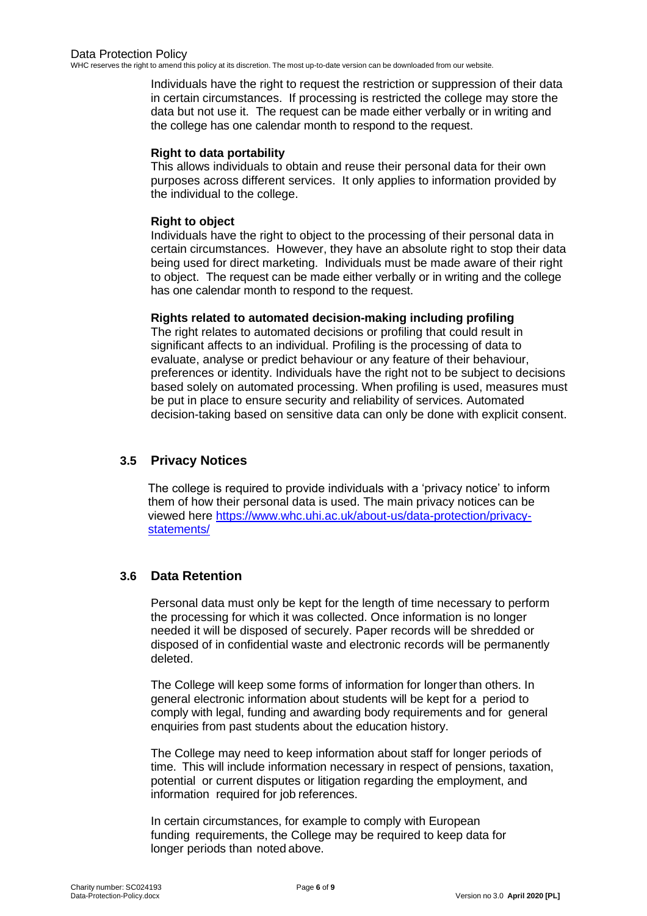Individuals have the right to request the restriction or suppression of their data in certain circumstances. If processing is restricted the college may store the data but not use it. The request can be made either verbally or in writing and the college has one calendar month to respond to the request.

**Right to data portability**

This allows individuals to obtain and reuse their personal data for their own purposes across different services. It only applies to information provided by the individual to the college.

**Right to object**

Individuals have the right to object to the processing of their personal data in certain circumstances. However, they have an absolute right to stop their data being used for direct marketing. Individuals must be made aware of their right to object. The request can be made either verbally or in writing and the college has one calendar month to respond to the request.

**Rights related to automated decision-making including profiling**

The right relates to automated decisions or profiling that could result in significant affects to an individual. Profiling is the processing of data to evaluate, analyse or predict behaviour or any feature of their behaviour, preferences or identity. Individuals have the right not to be subject to decisions based solely on automated processing. When profiling is used, measures must be put in place to ensure security and reliability of services. Automated decision-taking based on sensitive data can only be done with explicit consent.

## 3.5 Privacy Notices

The college is required to provide individuals with a 'privacy notice' to inform them of how their personal data is used. The main privacy notices can be viewed here [https://www.whc.uhi.ac.uk/about-us/data-protection/privacy-statements/](https://www.whc.uhi.ac.uk/about-us/data-protection/privacy-statements/)

## 3.6 Data Retention

Personal data must only be kept for the length of time necessary to perform the processing for which it was collected. Once information is no longer needed it will be disposed of securely. Paper records will be shredded or disposed of in confidential waste and electronic records will be permanently deleted.

The College will keep some forms of information for longer than others. In general electronic information about students will be kept for a period to comply with legal, funding and awarding body requirements and for general enquiries from past students about the education history.

The College may need to keep information about staff for longer periods of time. This will include information necessary in respect of pensions, taxation, potential or current disputes or litigation regarding the employment, and information required for job references.

In certain circumstances, for example to comply with European funding requirements, the College may be required to keep data for longer periods than noted above.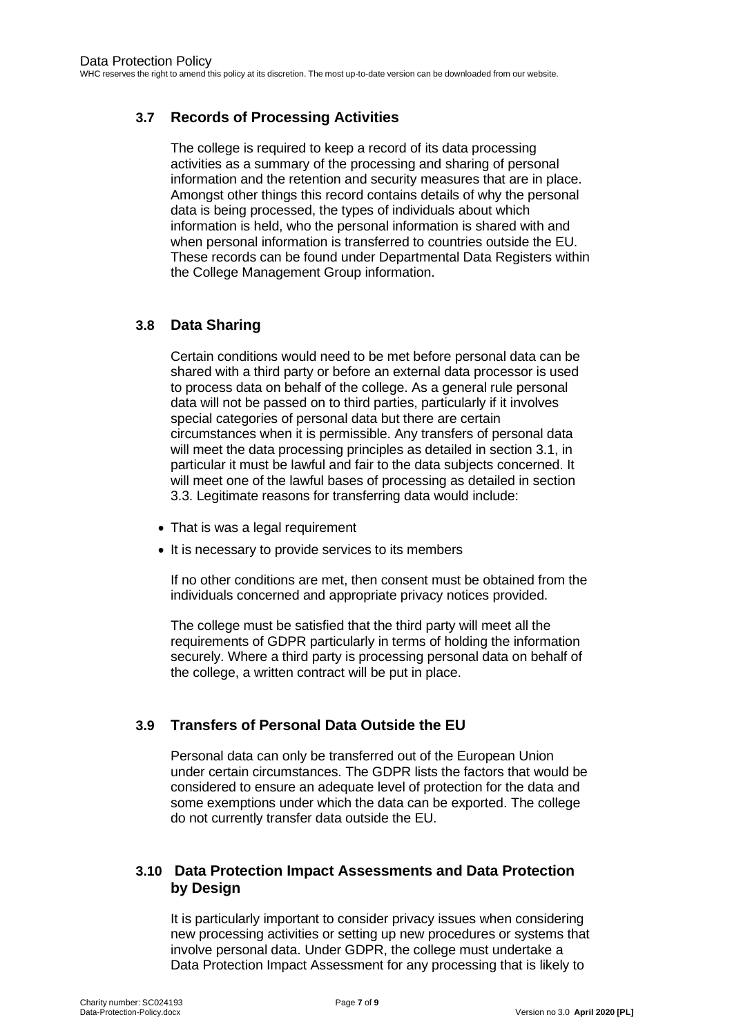## 3.7 Records of Processing Activities

The college is required to keep a record of its data processing activities as a summary of the processing and sharing of personal information and the retention and security measures that are in place. Amongst other things this record contains details of why the personal data is being processed, the types of individuals about which information is held, who the personal information is shared with and when personal information is transferred to countries outside the EU. These records can be found under Departmental Data Registers within the College Management Group information.

## 3.8 Data Sharing

Certain conditions would need to be met before personal data can be shared with a third party or before an external data processor is used to process data on behalf of the college. As a general rule personal data will not be passed on to third parties, particularly if it involves special categories of personal data but there are certain circumstances when it is permissible. Any transfers of personal data will meet the data processing principles as detailed in section 3.1, in particular it must be lawful and fair to the data subjects concerned. It will meet one of the lawful bases of processing as detailed in section 3.3. Legitimate reasons for transferring data would include:

- That is was a legal requirement
- It is necessary to provide services to its members

If no other conditions are met, then consent must be obtained from the individuals concerned and appropriate privacy notices provided.

The college must be satisfied that the third party will meet all the requirements of GDPR particularly in terms of holding the information securely. Where a third party is processing personal data on behalf of the college, a written contract will be put in place.

## 3.9 Transfers of Personal Data Outside the EU

Personal data can only be transferred out of the European Union under certain circumstances. The GDPR lists the factors that would be considered to ensure an adequate level of protection for the data and some exemptions under which the data can be exported. The college do not currently transfer data outside the EU.

## 3.10 Data Protection Impact Assessments and Data Protection by Design

It is particularly important to consider privacy issues when considering new processing activities or setting up new procedures or systems that involve personal data. Under GDPR, the college must undertake a Data Protection Impact Assessment for any processing that is likely to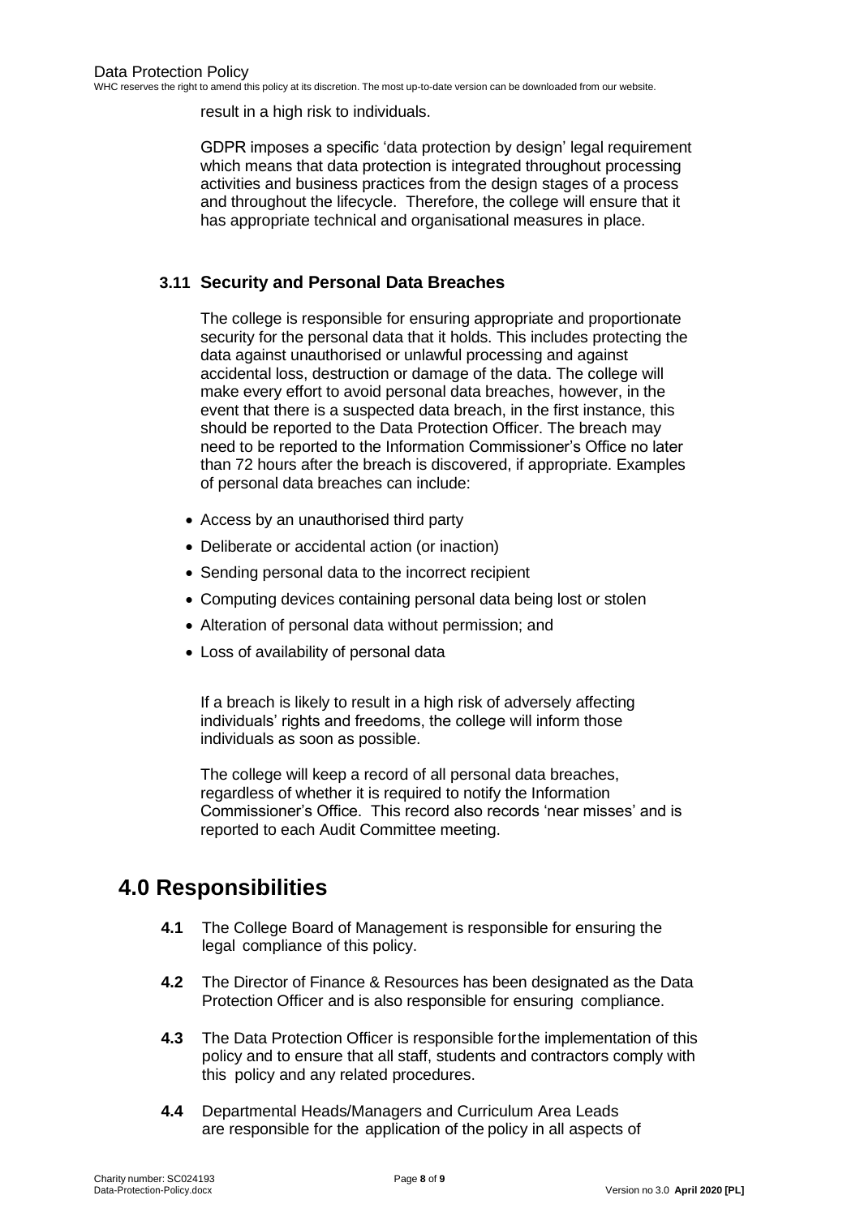result in a high risk to individuals.

GDPR imposes a specific 'data protection by design' legal requirement which means that data protection is integrated throughout processing activities and business practices from the design stages of a process and throughout the lifecycle. Therefore, the college will ensure that it has appropriate technical and organisational measures in place.

### 3.11 Security and Personal Data Breaches

The college is responsible for ensuring appropriate and proportionate security for the personal data that it holds. This includes protecting the data against unauthorised or unlawful processing and against accidental loss, destruction or damage of the data. The college will make every effort to avoid personal data breaches, however, in the event that there is a suspected data breach, in the first instance, this should be reported to the Data Protection Officer. The breach may need to be reported to the Information Commissioner's Office no later than 72 hours after the breach is discovered, if appropriate. Examples of personal data breaches can include:

- Access by an unauthorised third party
- Deliberate or accidental action (or inaction)
- Sending personal data to the incorrect recipient
- Computing devices containing personal data being lost or stolen
- Alteration of personal data without permission; and
- Loss of availability of personal data

If a breach is likely to result in a high risk of adversely affecting individuals' rights and freedoms, the college will inform those individuals as soon as possible.

The college will keep a record of all personal data breaches, regardless of whether it is required to notify the Information Commissioner's Office. This record also records 'near misses' and is reported to each Audit Committee meeting.

## 4.0 Responsibilities

**4.1** The College Board of Management is responsible for ensuring the legal compliance of this policy.

**4.2** The Director of Finance & Resources has been designated as the Data Protection Officer and is also responsible for ensuring compliance.

**4.3** The Data Protection Officer is responsible for the implementation of this policy and to ensure that all staff, students and contractors comply with this policy and any related procedures.

**4.4** Departmental Heads/Managers and Curriculum Area Leads are responsible for the application of the policy in all aspects of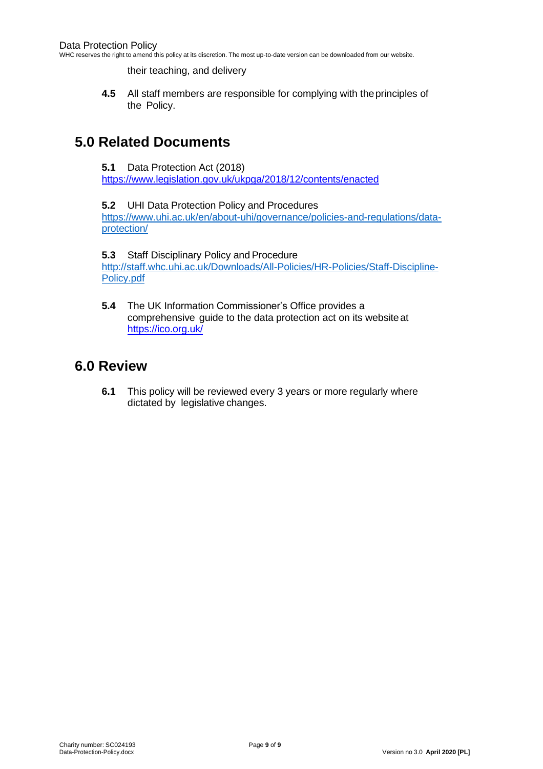their teaching, and delivery

**4.5** All staff members are responsible for complying with the principles of the Policy.

## 5.0 Related Documents

**5.1** Data Protection Act (2018)
https://www.legislation.gov.uk/ukpga/2018/12/contents/enacted

**5.2** UHI Data Protection Policy and Procedures
https://www.uhi.ac.uk/en/about-uhi/governance/policies-and-regulations/data-protection/

**5.3** Staff Disciplinary Policy and Procedure
http://staff.whc.uhi.ac.uk/Downloads/All-Policies/HR-Policies/Staff-Discipline-Policy.pdf

**5.4** The UK Information Commissioner's Office provides a comprehensive guide to the data protection act on its website at https://ico.org.uk/

## 6.0 Review

**6.1** This policy will be reviewed every 3 years or more regularly where dictated by legislative changes.